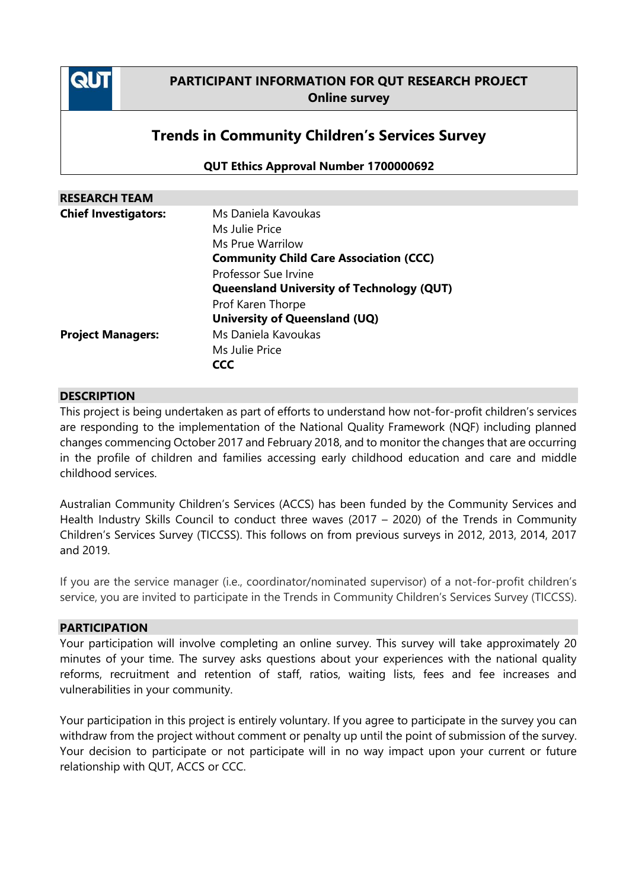# PARTICIPANT INFORMATION FOR QUT RESEARCH PROJECT

**Online survey**

## Trends in Community Children's Services Survey

**QUT Ethics Approval Number 1700000692**

### RESEARCH TEAM

| | |
|---|---|
| **Chief Investigators:** | Ms Daniela Kavoukas<br>Ms Julie Price<br>Ms Prue Warrilow<br>**Community Child Care Association (CCC)**<br>Professor Sue Irvine<br>**Queensland University of Technology (QUT)**<br>Prof Karen Thorpe<br>**University of Queensland (UQ)** |
| **Project Managers:** | Ms Daniela Kavoukas<br>Ms Julie Price<br>**CCC** |

### DESCRIPTION

This project is being undertaken as part of efforts to understand how not-for-profit children's services are responding to the implementation of the National Quality Framework (NQF) including planned changes commencing October 2017 and February 2018, and to monitor the changes that are occurring in the profile of children and families accessing early childhood education and care and middle childhood services.

Australian Community Children's Services (ACCS) has been funded by the Community Services and Health Industry Skills Council to conduct three waves (2017 – 2020) of the Trends in Community Children's Services Survey (TICCSS). This follows on from previous surveys in 2012, 2013, 2014, 2017 and 2019.

If you are the service manager (i.e., coordinator/nominated supervisor) of a not-for-profit children's service, you are invited to participate in the Trends in Community Children's Services Survey (TICCSS).

### PARTICIPATION

Your participation will involve completing an online survey. This survey will take approximately 20 minutes of your time. The survey asks questions about your experiences with the national quality reforms, recruitment and retention of staff, ratios, waiting lists, fees and fee increases and vulnerabilities in your community.

Your participation in this project is entirely voluntary. If you agree to participate in the survey you can withdraw from the project without comment or penalty up until the point of submission of the survey. Your decision to participate or not participate will in no way impact upon your current or future relationship with QUT, ACCS or CCC.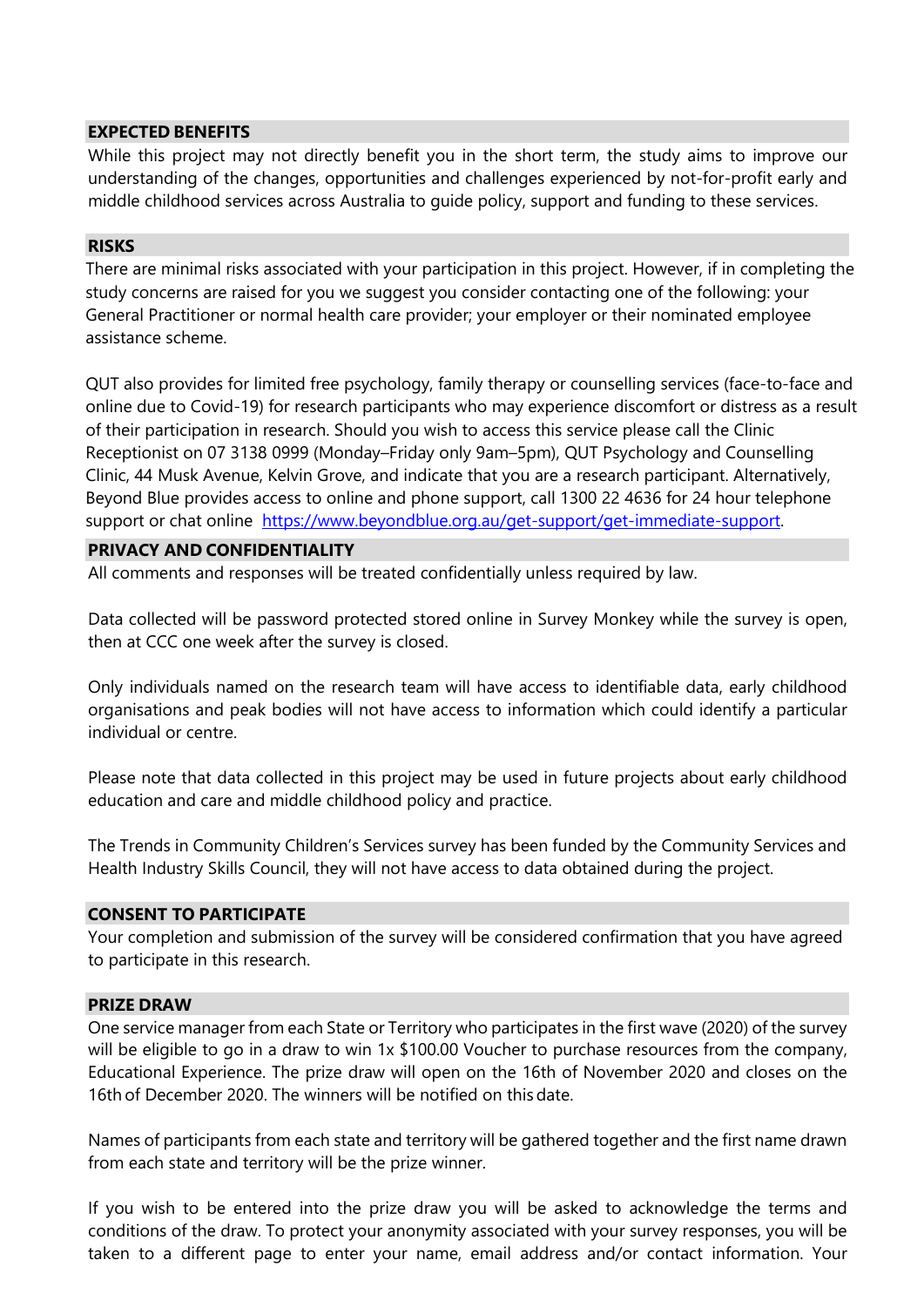## EXPECTED BENEFITS

While this project may not directly benefit you in the short term, the study aims to improve our understanding of the changes, opportunities and challenges experienced by not-for-profit early and middle childhood services across Australia to guide policy, support and funding to these services.

## RISKS

There are minimal risks associated with your participation in this project. However, if in completing the study concerns are raised for you we suggest you consider contacting one of the following: your General Practitioner or normal health care provider; your employer or their nominated employee assistance scheme.

QUT also provides for limited free psychology, family therapy or counselling services (face-to-face and online due to Covid-19) for research participants who may experience discomfort or distress as a result of their participation in research. Should you wish to access this service please call the Clinic Receptionist on 07 3138 0999 (Monday–Friday only 9am–5pm), QUT Psychology and Counselling Clinic, 44 Musk Avenue, Kelvin Grove, and indicate that you are a research participant. Alternatively, Beyond Blue provides access to online and phone support, call 1300 22 4636 for 24 hour telephone support or chat online [https://www.beyondblue.org.au/get-support/get-immediate-support](https://www.beyondblue.org.au/get-support/get-immediate-support).

## PRIVACY AND CONFIDENTIALITY

All comments and responses will be treated confidentially unless required by law.

Data collected will be password protected stored online in Survey Monkey while the survey is open, then at CCC one week after the survey is closed.

Only individuals named on the research team will have access to identifiable data, early childhood organisations and peak bodies will not have access to information which could identify a particular individual or centre.

Please note that data collected in this project may be used in future projects about early childhood education and care and middle childhood policy and practice.

The Trends in Community Children's Services survey has been funded by the Community Services and Health Industry Skills Council, they will not have access to data obtained during the project.

## CONSENT TO PARTICIPATE

Your completion and submission of the survey will be considered confirmation that you have agreed to participate in this research.

## PRIZE DRAW

One service manager from each State or Territory who participates in the first wave (2020) of the survey will be eligible to go in a draw to win 1x $100.00 Voucher to purchase resources from the company, Educational Experience. The prize draw will open on the 16th of November 2020 and closes on the 16th of December 2020. The winners will be notified on this date.

Names of participants from each state and territory will be gathered together and the first name drawn from each state and territory will be the prize winner.

If you wish to be entered into the prize draw you will be asked to acknowledge the terms and conditions of the draw. To protect your anonymity associated with your survey responses, you will be taken to a different page to enter your name, email address and/or contact information. Your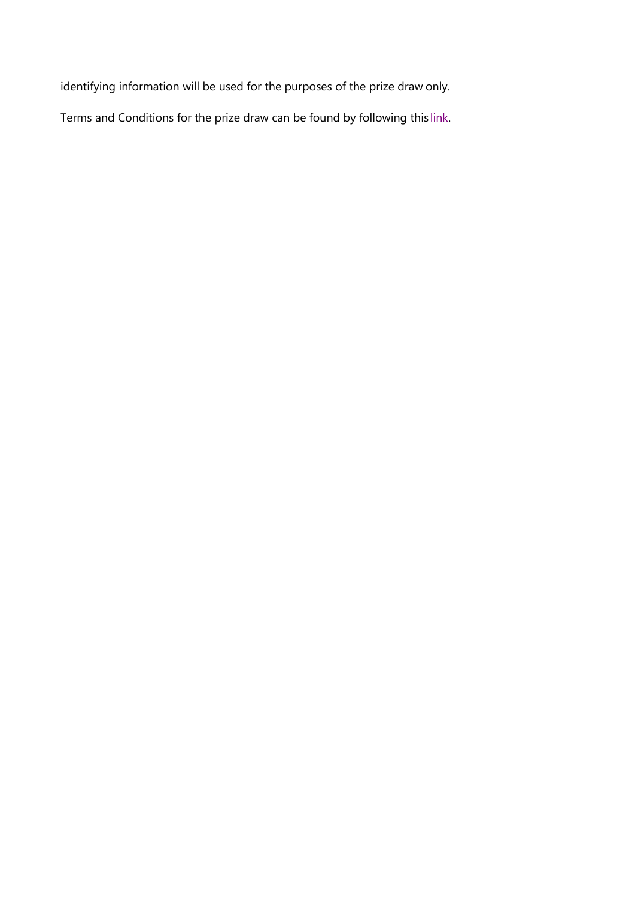identifying information will be used for the purposes of the prize draw only.

Terms and Conditions for the prize draw can be found by following this link.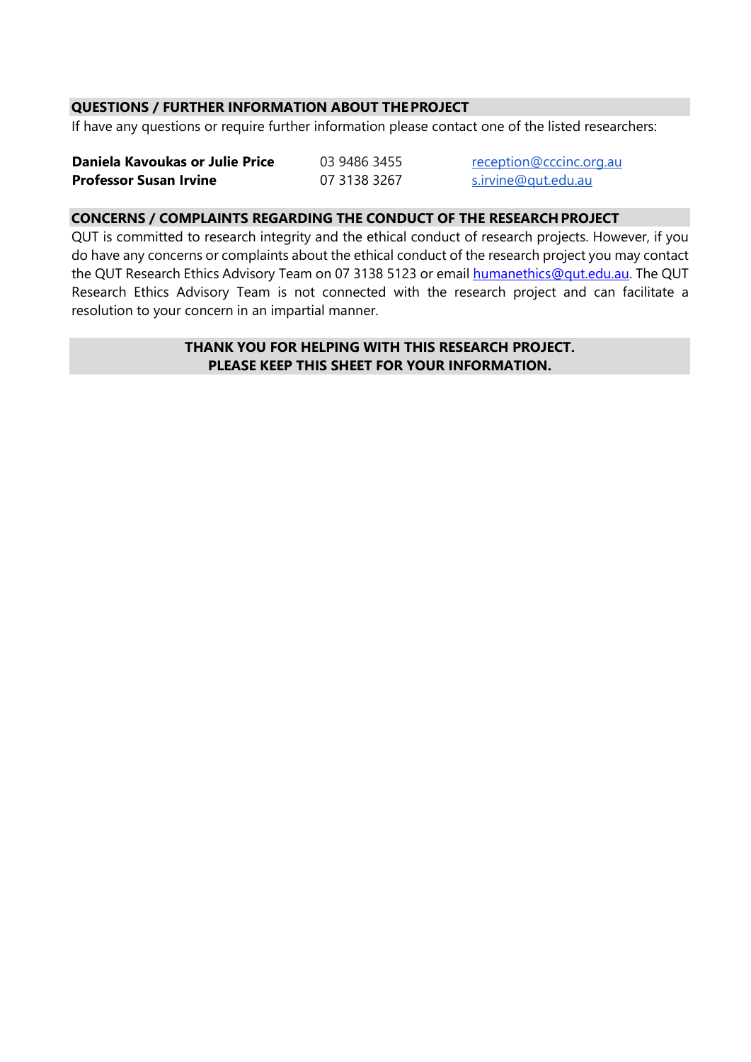## QUESTIONS / FURTHER INFORMATION ABOUT THE PROJECT

If have any questions or require further information please contact one of the listed researchers:

| | | |
|---|---|---|
| **Daniela Kavoukas or Julie Price** | 03 9486 3455 | reception@cccinc.org.au |
| **Professor Susan Irvine** | 07 3138 3267 | s.irvine@qut.edu.au |

## CONCERNS / COMPLAINTS REGARDING THE CONDUCT OF THE RESEARCH PROJECT

QUT is committed to research integrity and the ethical conduct of research projects. However, if you do have any concerns or complaints about the ethical conduct of the research project you may contact the QUT Research Ethics Advisory Team on 07 3138 5123 or email humanethics@qut.edu.au. The QUT Research Ethics Advisory Team is not connected with the research project and can facilitate a resolution to your concern in an impartial manner.

**THANK YOU FOR HELPING WITH THIS RESEARCH PROJECT.**
**PLEASE KEEP THIS SHEET FOR YOUR INFORMATION.**